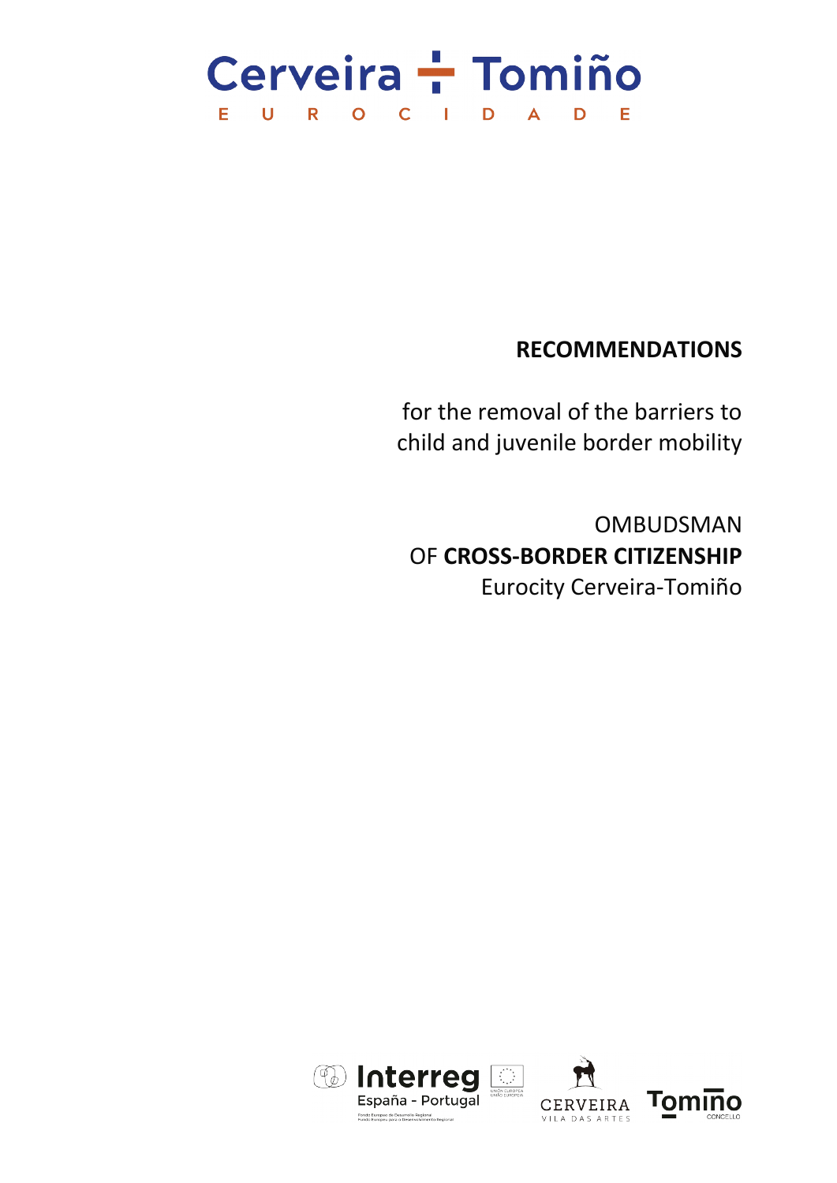Cerveira ÷ Tomiño

E U R O C I D A D E

# RECOMMENDATIONS

for the removal of the barriers to child and juvenile border mobility

OMBUDSMAN
OF **CROSS-BORDER CITIZENSHIP**
Eurocity Cerveira-Tomiño

Interreg España - Portugal

CERVEIRA VILA DAS ARTES

Tomiño CONCELLO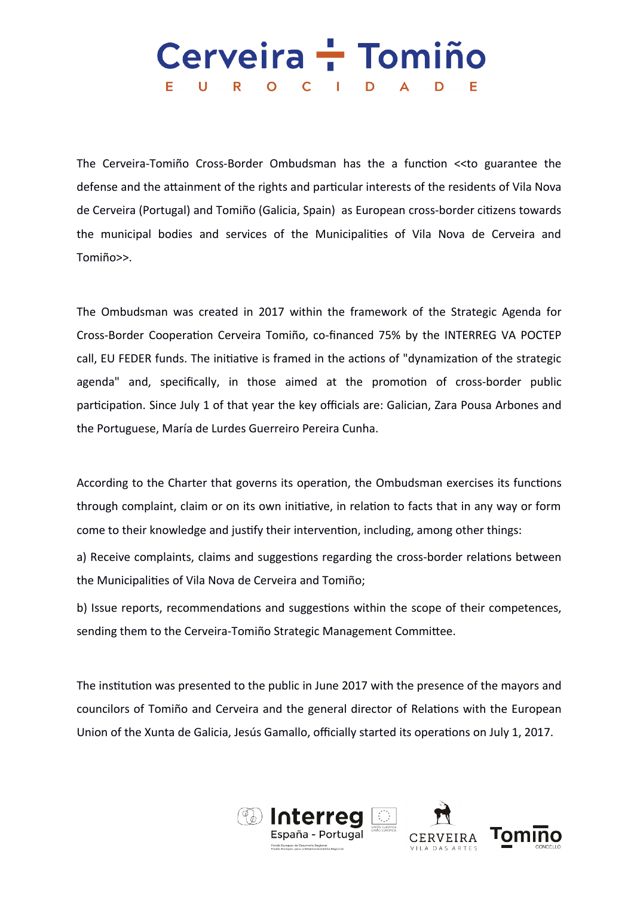The Cerveira-Tomiño Cross-Border Ombudsman has the a function <<to guarantee the defense and the attainment of the rights and particular interests of the residents of Vila Nova de Cerveira (Portugal) and Tomiño (Galicia, Spain) as European cross-border citizens towards the municipal bodies and services of the Municipalities of Vila Nova de Cerveira and Tomiño>>.

The Ombudsman was created in 2017 within the framework of the Strategic Agenda for Cross-Border Cooperation Cerveira Tomiño, co-financed 75% by the INTERREG VA POCTEP call, EU FEDER funds. The initiative is framed in the actions of "dynamization of the strategic agenda" and, specifically, in those aimed at the promotion of cross-border public participation. Since July 1 of that year the key officials are: Galician, Zara Pousa Arbones and the Portuguese, María de Lurdes Guerreiro Pereira Cunha.

According to the Charter that governs its operation, the Ombudsman exercises its functions through complaint, claim or on its own initiative, in relation to facts that in any way or form come to their knowledge and justify their intervention, including, among other things:

a) Receive complaints, claims and suggestions regarding the cross-border relations between the Municipalities of Vila Nova de Cerveira and Tomiño;

b) Issue reports, recommendations and suggestions within the scope of their competences, sending them to the Cerveira-Tomiño Strategic Management Committee.

The institution was presented to the public in June 2017 with the presence of the mayors and councilors of Tomiño and Cerveira and the general director of Relations with the European Union of the Xunta de Galicia, Jesús Gamallo, officially started its operations on July 1, 2017.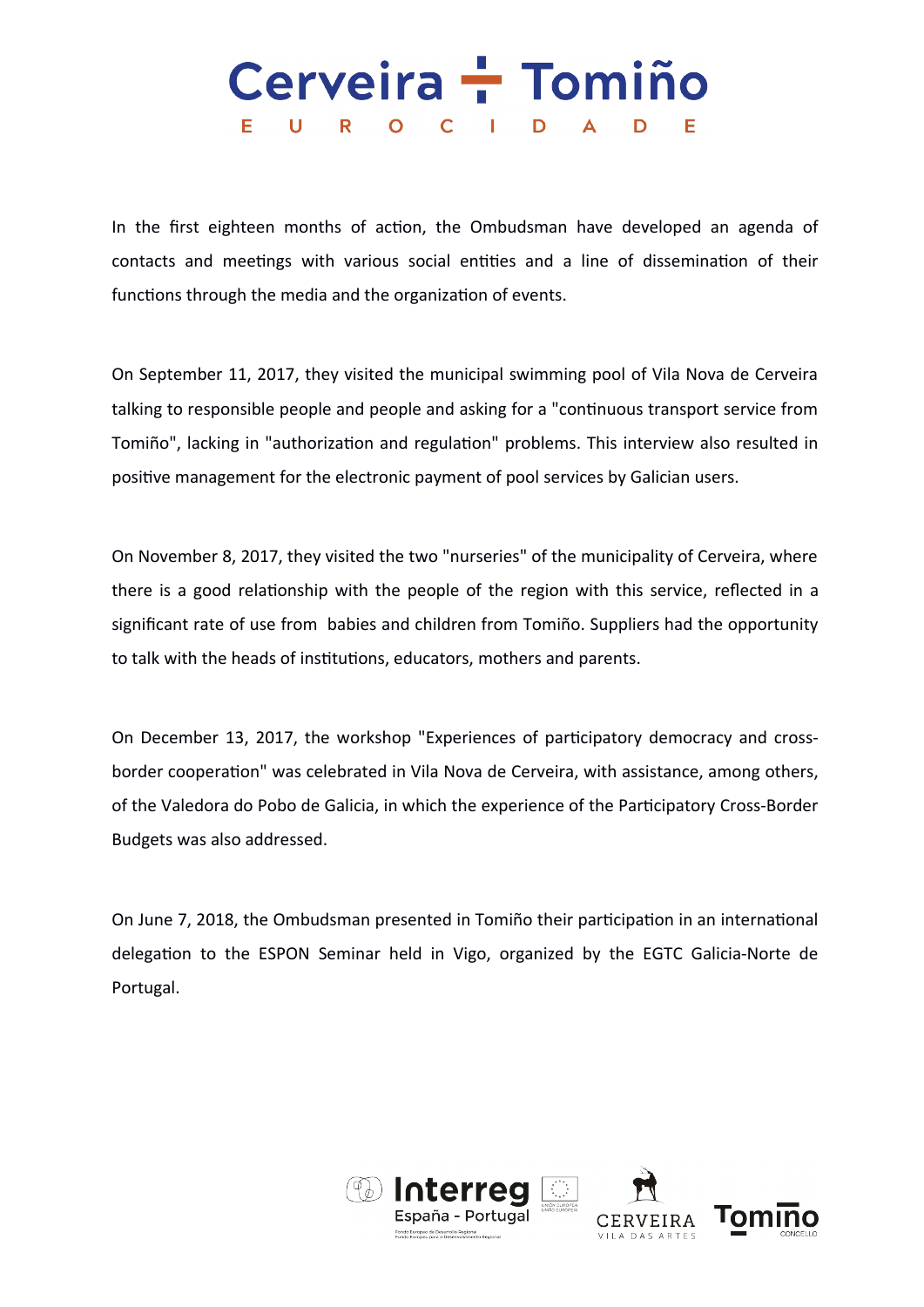In the first eighteen months of action, the Ombudsman have developed an agenda of contacts and meetings with various social entities and a line of dissemination of their functions through the media and the organization of events.

On September 11, 2017, they visited the municipal swimming pool of Vila Nova de Cerveira talking to responsible people and people and asking for a "continuous transport service from Tomiño", lacking in "authorization and regulation" problems. This interview also resulted in positive management for the electronic payment of pool services by Galician users.

On November 8, 2017, they visited the two "nurseries" of the municipality of Cerveira, where there is a good relationship with the people of the region with this service, reflected in a significant rate of use from babies and children from Tomiño. Suppliers had the opportunity to talk with the heads of institutions, educators, mothers and parents.

On December 13, 2017, the workshop "Experiences of participatory democracy and cross-border cooperation" was celebrated in Vila Nova de Cerveira, with assistance, among others, of the Valedora do Pobo de Galicia, in which the experience of the Participatory Cross-Border Budgets was also addressed.

On June 7, 2018, the Ombudsman presented in Tomiño their participation in an international delegation to the ESPON Seminar held in Vigo, organized by the EGTC Galicia-Norte de Portugal.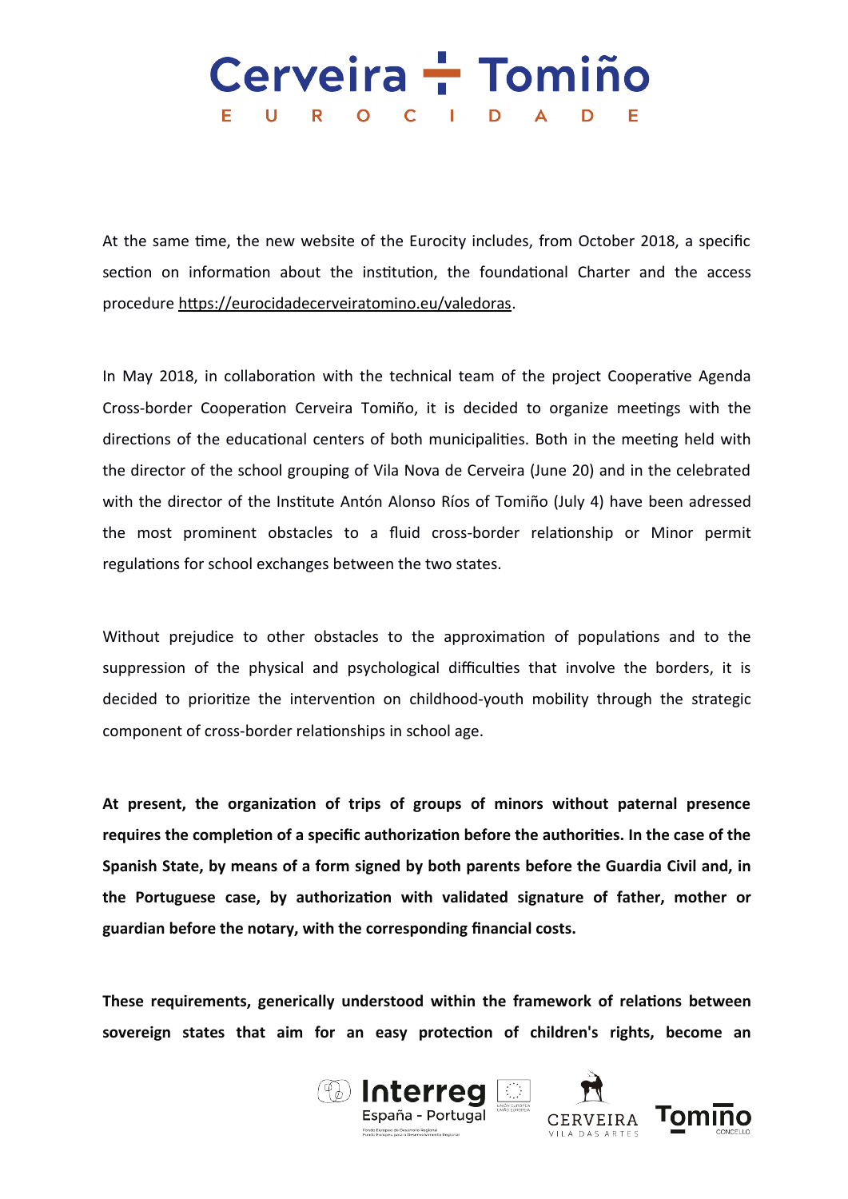At the same time, the new website of the Eurocity includes, from October 2018, a specific section on information about the institution, the foundational Charter and the access procedure https://eurocidadecerveiratomino.eu/valedoras.

In May 2018, in collaboration with the technical team of the project Cooperative Agenda Cross-border Cooperation Cerveira Tomiño, it is decided to organize meetings with the directions of the educational centers of both municipalities. Both in the meeting held with the director of the school grouping of Vila Nova de Cerveira (June 20) and in the celebrated with the director of the Institute Antón Alonso Ríos of Tomiño (July 4) have been adressed the most prominent obstacles to a fluid cross-border relationship or Minor permit regulations for school exchanges between the two states.

Without prejudice to other obstacles to the approximation of populations and to the suppression of the physical and psychological difficulties that involve the borders, it is decided to prioritize the intervention on childhood-youth mobility through the strategic component of cross-border relationships in school age.

**At present, the organization of trips of groups of minors without paternal presence requires the completion of a specific authorization before the authorities. In the case of the Spanish State, by means of a form signed by both parents before the Guardia Civil and, in the Portuguese case, by authorization with validated signature of father, mother or guardian before the notary, with the corresponding financial costs.**

**These requirements, generically understood within the framework of relations between sovereign states that aim for an easy protection of children's rights, become an**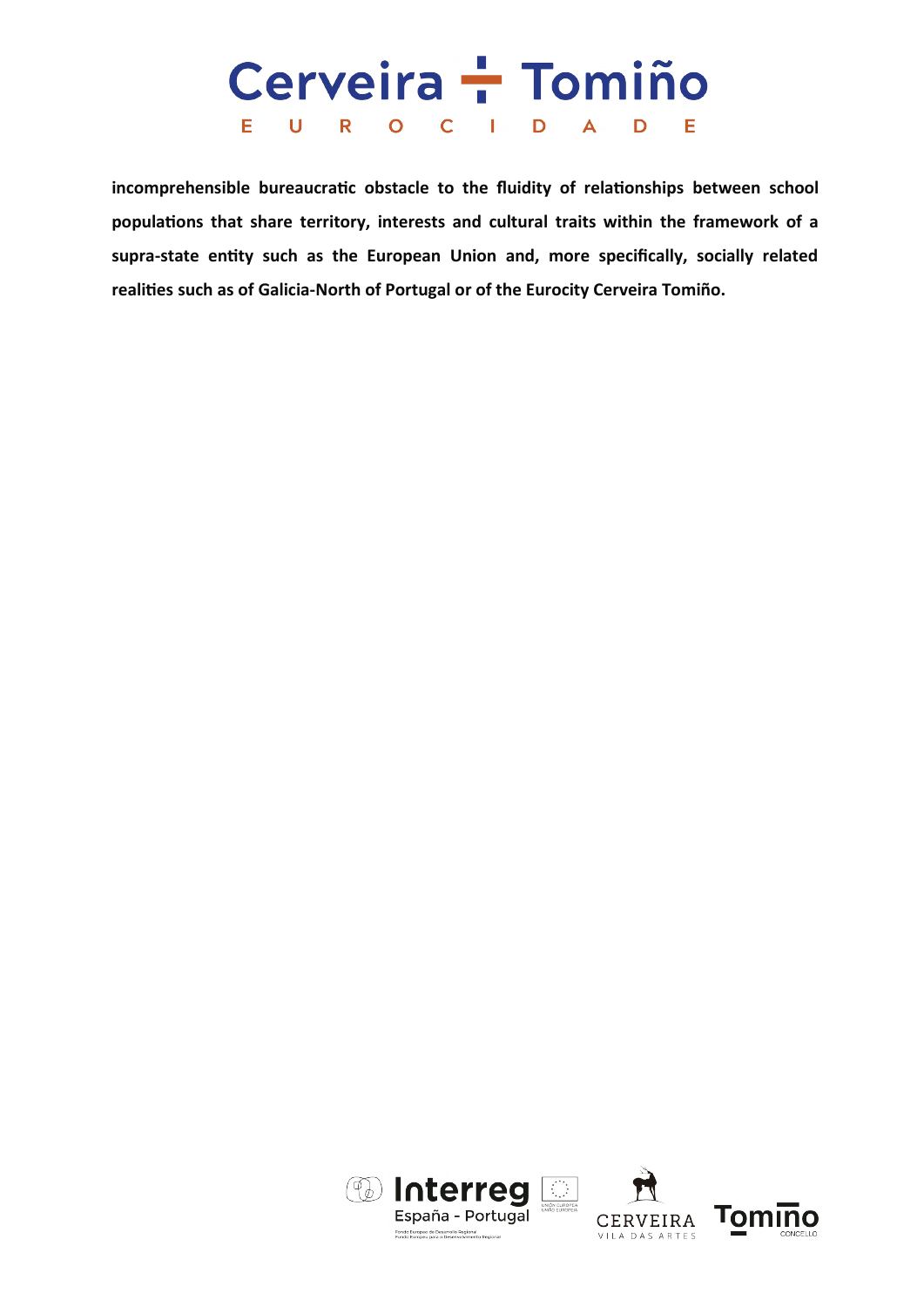**incomprehensible bureaucratic obstacle to the fluidity of relationships between school populations that share territory, interests and cultural traits within the framework of a supra-state entity such as the European Union and, more specifically, socially related realities such as of Galicia-North of Portugal or of the Eurocity Cerveira Tomiño.**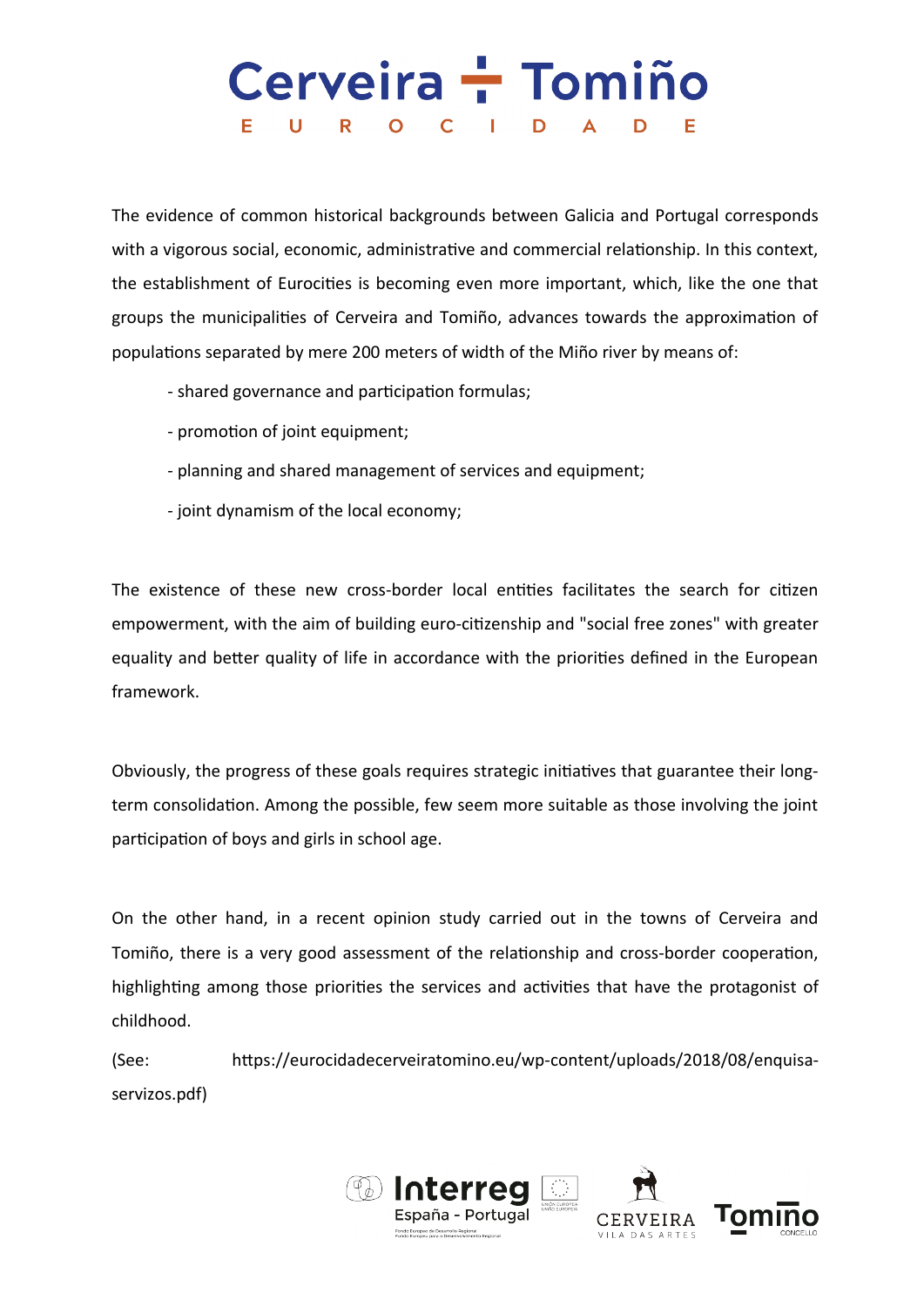The evidence of common historical backgrounds between Galicia and Portugal corresponds with a vigorous social, economic, administrative and commercial relationship. In this context, the establishment of Eurocities is becoming even more important, which, like the one that groups the municipalities of Cerveira and Tomiño, advances towards the approximation of populations separated by mere 200 meters of width of the Miño river by means of:

- shared governance and participation formulas;
- promotion of joint equipment;
- planning and shared management of services and equipment;
- joint dynamism of the local economy;

The existence of these new cross-border local entities facilitates the search for citizen empowerment, with the aim of building euro-citizenship and "social free zones" with greater equality and better quality of life in accordance with the priorities defined in the European framework.

Obviously, the progress of these goals requires strategic initiatives that guarantee their long-term consolidation. Among the possible, few seem more suitable as those involving the joint participation of boys and girls in school age.

On the other hand, in a recent opinion study carried out in the towns of Cerveira and Tomiño, there is a very good assessment of the relationship and cross-border cooperation, highlighting among those priorities the services and activities that have the protagonist of childhood.

(See: https://eurocidadecerveiratomino.eu/wp-content/uploads/2018/08/enquisa-servizos.pdf)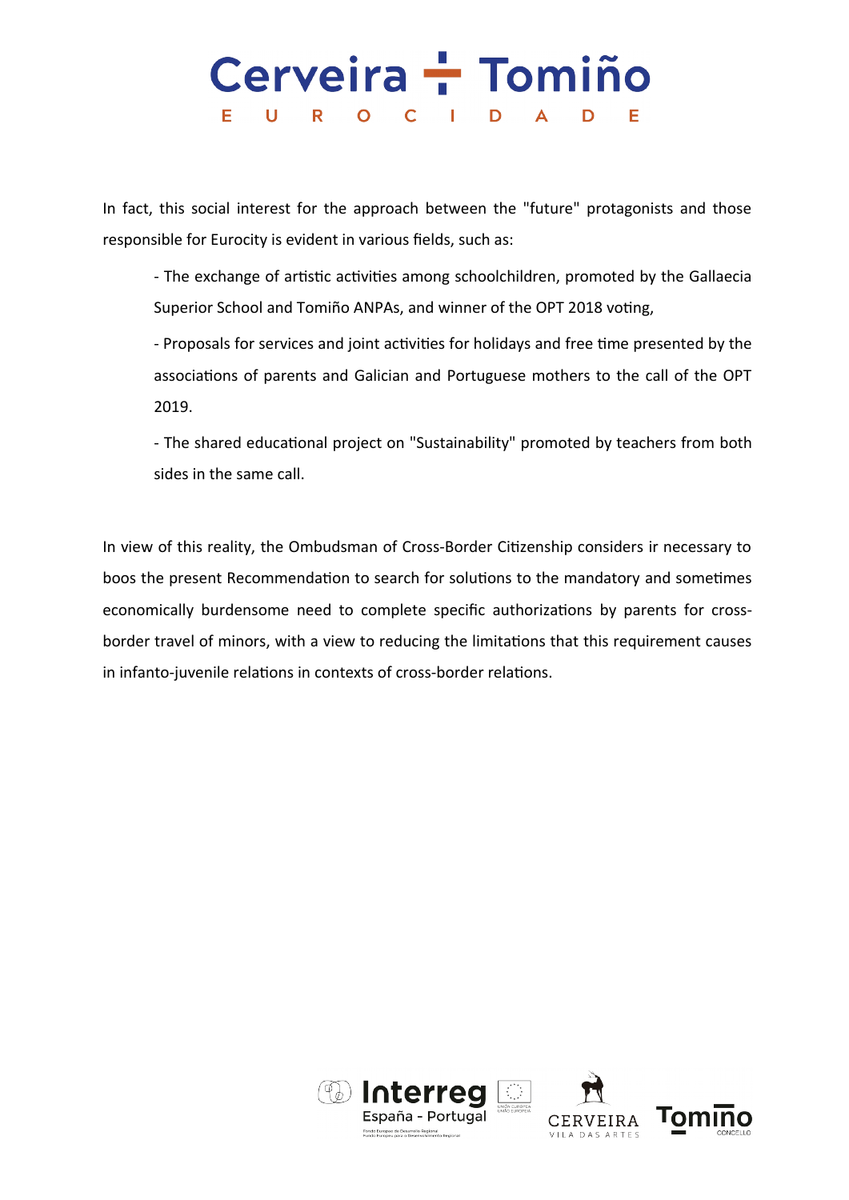In fact, this social interest for the approach between the "future" protagonists and those responsible for Eurocity is evident in various fields, such as:

- The exchange of artistic activities among schoolchildren, promoted by the Gallaecia Superior School and Tomiño ANPAs, and winner of the OPT 2018 voting,

- Proposals for services and joint activities for holidays and free time presented by the associations of parents and Galician and Portuguese mothers to the call of the OPT 2019.

- The shared educational project on "Sustainability" promoted by teachers from both sides in the same call.

In view of this reality, the Ombudsman of Cross-Border Citizenship considers ir necessary to boos the present Recommendation to search for solutions to the mandatory and sometimes economically burdensome need to complete specific authorizations by parents for cross-border travel of minors, with a view to reducing the limitations that this requirement causes in infanto-juvenile relations in contexts of cross-border relations.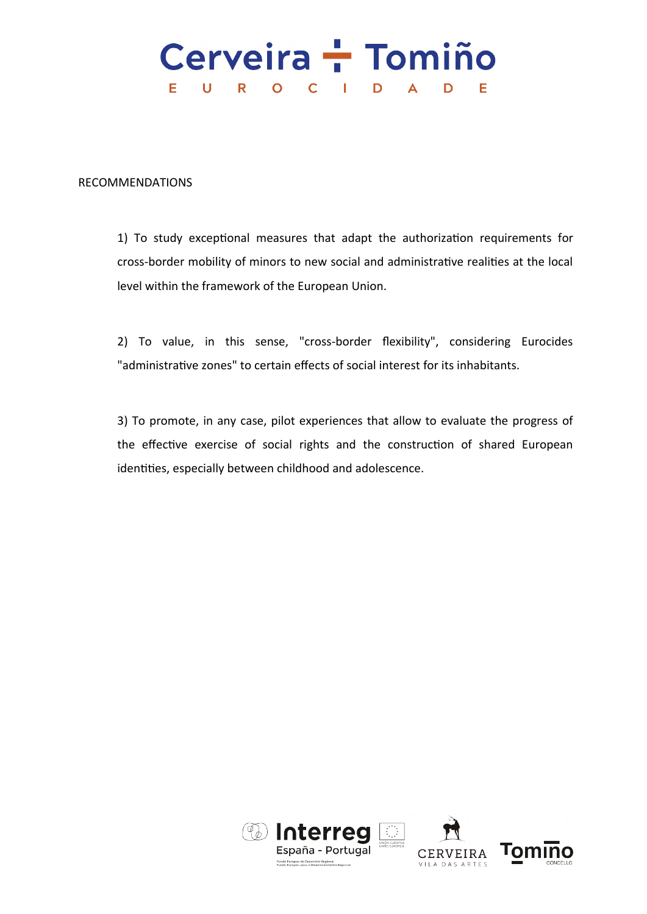RECOMMENDATIONS

1) To study exceptional measures that adapt the authorization requirements for cross-border mobility of minors to new social and administrative realities at the local level within the framework of the European Union.

2) To value, in this sense, "cross-border flexibility", considering Eurocides "administrative zones" to certain effects of social interest for its inhabitants.

3) To promote, in any case, pilot experiences that allow to evaluate the progress of the effective exercise of social rights and the construction of shared European identities, especially between childhood and adolescence.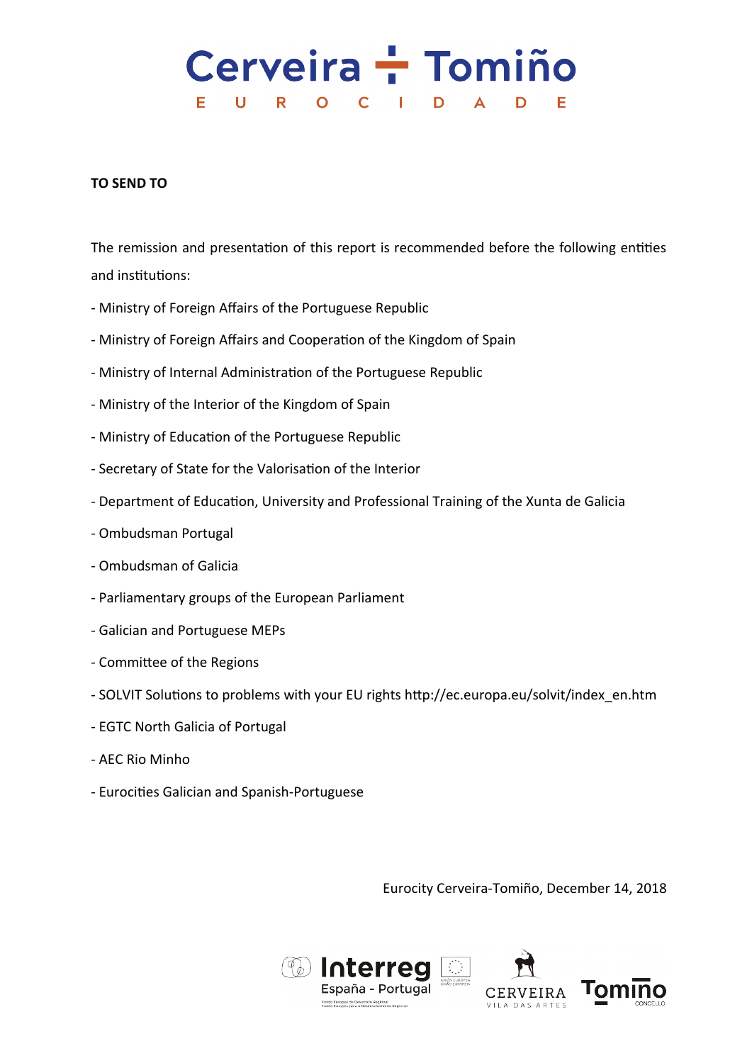**TO SEND TO**

The remission and presentation of this report is recommended before the following entities and institutions:

- Ministry of Foreign Affairs of the Portuguese Republic
- Ministry of Foreign Affairs and Cooperation of the Kingdom of Spain
- Ministry of Internal Administration of the Portuguese Republic
- Ministry of the Interior of the Kingdom of Spain
- Ministry of Education of the Portuguese Republic
- Secretary of State for the Valorisation of the Interior
- Department of Education, University and Professional Training of the Xunta de Galicia
- Ombudsman Portugal
- Ombudsman of Galicia
- Parliamentary groups of the European Parliament
- Galician and Portuguese MEPs
- Committee of the Regions
- SOLVIT Solutions to problems with your EU rights http://ec.europa.eu/solvit/index_en.htm
- EGTC North Galicia of Portugal
- AEC Rio Minho
- Eurocities Galician and Spanish-Portuguese

Eurocity Cerveira-Tomiño, December 14, 2018